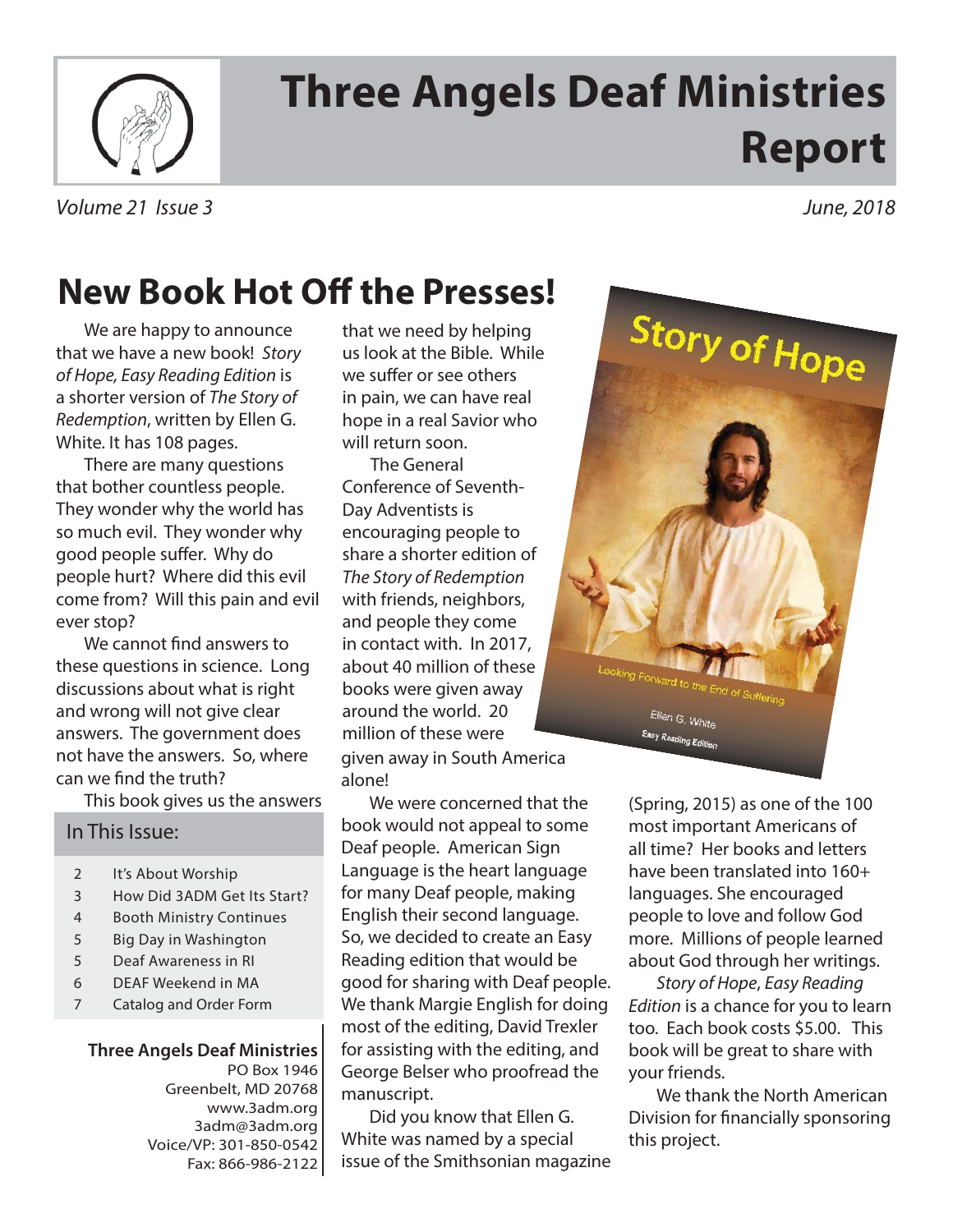# Three Angels Deaf Ministries Report

*Volume 21 Issue 3* *June, 2018*

## New Book Hot Off the Presses!

We are happy to announce that we have a new book! *Story of Hope, Easy Reading Edition* is a shorter version of *The Story of Redemption*, written by Ellen G. White. It has 108 pages.

There are many questions that bother countless people. They wonder why the world has so much evil. They wonder why good people suffer. Why do people hurt? Where did this evil come from? Will this pain and evil ever stop?

We cannot find answers to these questions in science. Long discussions about what is right and wrong will not give clear answers. The government does not have the answers. So, where can we find the truth?

This book gives us the answers that we need by helping us look at the Bible. While we suffer or see others in pain, we can have real hope in a real Savior who will return soon.

The General Conference of Seventh-Day Adventists is encouraging people to share a shorter edition of *The Story of Redemption* with friends, neighbors, and people they come in contact with. In 2017, about 40 million of these books were given away around the world. 20 million of these were given away in South America alone!

We were concerned that the book would not appeal to some Deaf people. American Sign Language is the heart language for many Deaf people, making English their second language. So, we decided to create an Easy Reading edition that would be good for sharing with Deaf people. We thank Margie English for doing most of the editing, David Trexler for assisting with the editing, and George Belser who proofread the manuscript.

Did you know that Ellen G. White was named by a special issue of the Smithsonian magazine (Spring, 2015) as one of the 100 most important Americans of all time? Her books and letters have been translated into 160+ languages. She encouraged people to love and follow God more. Millions of people learned about God through her writings.

*Story of Hope*, *Easy Reading Edition* is a chance for you to learn too. Each book costs $5.00. This book will be great to share with your friends.

We thank the North American Division for financially sponsoring this project.

### In This Issue:

| | |
|---|---|
| 2 | It's About Worship |
| 3 | How Did 3ADM Get Its Start? |
| 4 | Booth Ministry Continues |
| 5 | Big Day in Washington |
| 5 | Deaf Awareness in RI |
| 6 | DEAF Weekend in MA |
| 7 | Catalog and Order Form |

**Three Angels Deaf Ministries**
PO Box 1946
Greenbelt, MD 20768
www.3adm.org
3adm@3adm.org
Voice/VP: 301-850-0542
Fax: 866-986-2122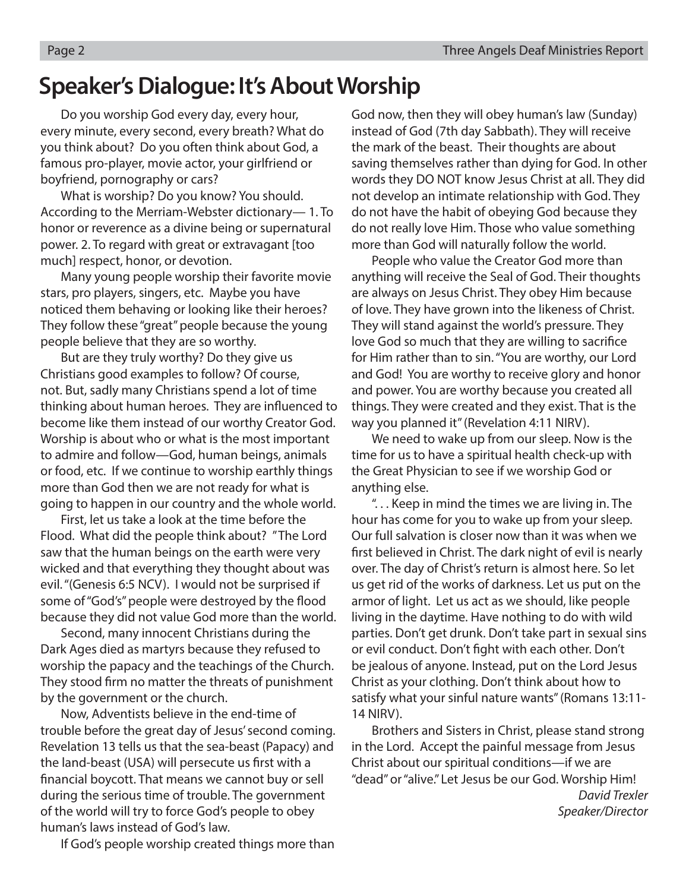# Speaker's Dialogue: It's About Worship

Do you worship God every day, every hour, every minute, every second, every breath? What do you think about? Do you often think about God, a famous pro-player, movie actor, your girlfriend or boyfriend, pornography or cars?

What is worship? Do you know? You should. According to the Merriam-Webster dictionary— 1. To honor or reverence as a divine being or supernatural power. 2. To regard with great or extravagant [too much] respect, honor, or devotion.

Many young people worship their favorite movie stars, pro players, singers, etc. Maybe you have noticed them behaving or looking like their heroes? They follow these "great" people because the young people believe that they are so worthy.

But are they truly worthy? Do they give us Christians good examples to follow? Of course, not. But, sadly many Christians spend a lot of time thinking about human heroes. They are influenced to become like them instead of our worthy Creator God. Worship is about who or what is the most important to admire and follow—God, human beings, animals or food, etc. If we continue to worship earthly things more than God then we are not ready for what is going to happen in our country and the whole world.

First, let us take a look at the time before the Flood. What did the people think about? "The Lord saw that the human beings on the earth were very wicked and that everything they thought about was evil. "(Genesis 6:5 NCV). I would not be surprised if some of "God's" people were destroyed by the flood because they did not value God more than the world.

Second, many innocent Christians during the Dark Ages died as martyrs because they refused to worship the papacy and the teachings of the Church. They stood firm no matter the threats of punishment by the government or the church.

Now, Adventists believe in the end-time of trouble before the great day of Jesus' second coming. Revelation 13 tells us that the sea-beast (Papacy) and the land-beast (USA) will persecute us first with a financial boycott. That means we cannot buy or sell during the serious time of trouble. The government of the world will try to force God's people to obey human's laws instead of God's law.

If God's people worship created things more than God now, then they will obey human's law (Sunday) instead of God (7th day Sabbath). They will receive the mark of the beast. Their thoughts are about saving themselves rather than dying for God. In other words they DO NOT know Jesus Christ at all. They did not develop an intimate relationship with God. They do not have the habit of obeying God because they do not really love Him. Those who value something more than God will naturally follow the world.

People who value the Creator God more than anything will receive the Seal of God. Their thoughts are always on Jesus Christ. They obey Him because of love. They have grown into the likeness of Christ. They will stand against the world's pressure. They love God so much that they are willing to sacrifice for Him rather than to sin. "You are worthy, our Lord and God! You are worthy to receive glory and honor and power. You are worthy because you created all things. They were created and they exist. That is the way you planned it" (Revelation 4:11 NIRV).

We need to wake up from our sleep. Now is the time for us to have a spiritual health check-up with the Great Physician to see if we worship God or anything else.

". . . Keep in mind the times we are living in. The hour has come for you to wake up from your sleep. Our full salvation is closer now than it was when we first believed in Christ. The dark night of evil is nearly over. The day of Christ's return is almost here. So let us get rid of the works of darkness. Let us put on the armor of light. Let us act as we should, like people living in the daytime. Have nothing to do with wild parties. Don't get drunk. Don't take part in sexual sins or evil conduct. Don't fight with each other. Don't be jealous of anyone. Instead, put on the Lord Jesus Christ as your clothing. Don't think about how to satisfy what your sinful nature wants" (Romans 13:11-14 NIRV).

Brothers and Sisters in Christ, please stand strong in the Lord. Accept the painful message from Jesus Christ about our spiritual conditions—if we are "dead" or "alive." Let Jesus be our God. Worship Him!

*David Trexler*
*Speaker/Director*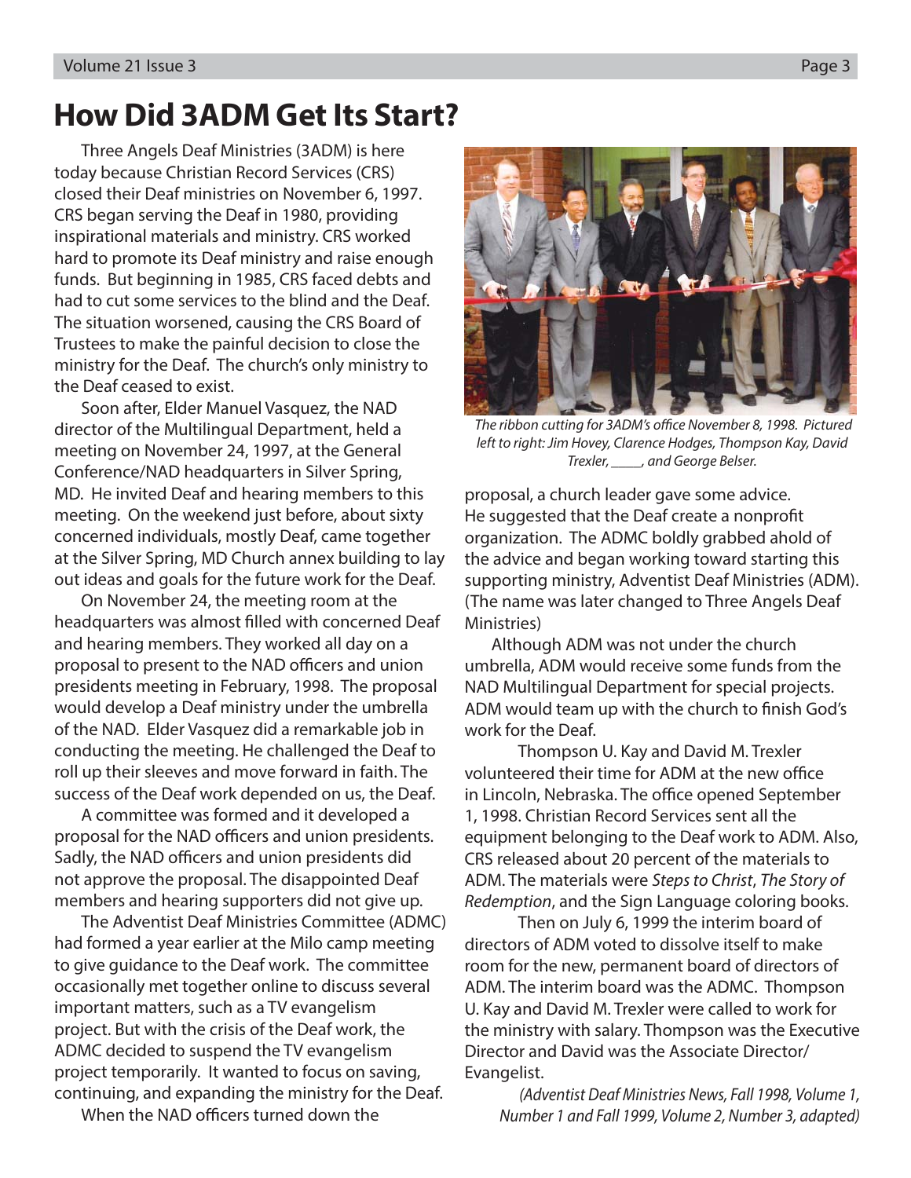# How Did 3ADM Get Its Start?

Three Angels Deaf Ministries (3ADM) is here today because Christian Record Services (CRS) closed their Deaf ministries on November 6, 1997. CRS began serving the Deaf in 1980, providing inspirational materials and ministry. CRS worked hard to promote its Deaf ministry and raise enough funds. But beginning in 1985, CRS faced debts and had to cut some services to the blind and the Deaf. The situation worsened, causing the CRS Board of Trustees to make the painful decision to close the ministry for the Deaf. The church's only ministry to the Deaf ceased to exist.

Soon after, Elder Manuel Vasquez, the NAD director of the Multilingual Department, held a meeting on November 24, 1997, at the General Conference/NAD headquarters in Silver Spring, MD. He invited Deaf and hearing members to this meeting. On the weekend just before, about sixty concerned individuals, mostly Deaf, came together at the Silver Spring, MD Church annex building to lay out ideas and goals for the future work for the Deaf.

On November 24, the meeting room at the headquarters was almost filled with concerned Deaf and hearing members. They worked all day on a proposal to present to the NAD officers and union presidents meeting in February, 1998. The proposal would develop a Deaf ministry under the umbrella of the NAD. Elder Vasquez did a remarkable job in conducting the meeting. He challenged the Deaf to roll up their sleeves and move forward in faith. The success of the Deaf work depended on us, the Deaf.

A committee was formed and it developed a proposal for the NAD officers and union presidents. Sadly, the NAD officers and union presidents did not approve the proposal. The disappointed Deaf members and hearing supporters did not give up.

The Adventist Deaf Ministries Committee (ADMC) had formed a year earlier at the Milo camp meeting to give guidance to the Deaf work. The committee occasionally met together online to discuss several important matters, such as a TV evangelism project. But with the crisis of the Deaf work, the ADMC decided to suspend the TV evangelism project temporarily. It wanted to focus on saving, continuing, and expanding the ministry for the Deaf.

When the NAD officers turned down the proposal, a church leader gave some advice. He suggested that the Deaf create a nonprofit organization. The ADMC boldly grabbed ahold of the advice and began working toward starting this supporting ministry, Adventist Deaf Ministries (ADM). (The name was later changed to Three Angels Deaf Ministries)

*The ribbon cutting for 3ADM's office November 8, 1998. Pictured left to right: Jim Hovey, Clarence Hodges, Thompson Kay, David Trexler, ____, and George Belser.*

Although ADM was not under the church umbrella, ADM would receive some funds from the NAD Multilingual Department for special projects. ADM would team up with the church to finish God's work for the Deaf.

Thompson U. Kay and David M. Trexler volunteered their time for ADM at the new office in Lincoln, Nebraska. The office opened September 1, 1998. Christian Record Services sent all the equipment belonging to the Deaf work to ADM. Also, CRS released about 20 percent of the materials to ADM. The materials were *Steps to Christ*, *The Story of Redemption*, and the Sign Language coloring books.

Then on July 6, 1999 the interim board of directors of ADM voted to dissolve itself to make room for the new, permanent board of directors of ADM. The interim board was the ADMC. Thompson U. Kay and David M. Trexler were called to work for the ministry with salary. Thompson was the Executive Director and David was the Associate Director/Evangelist.

*(Adventist Deaf Ministries News, Fall 1998, Volume 1, Number 1 and Fall 1999, Volume 2, Number 3, adapted)*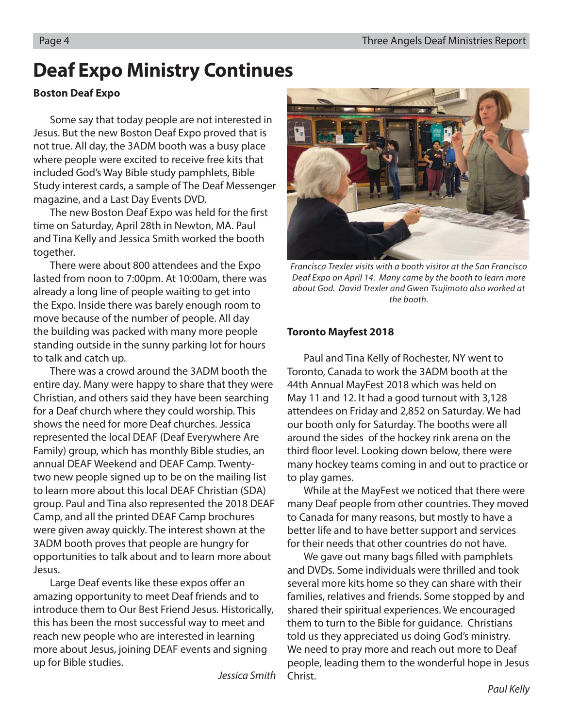# Deaf Expo Ministry Continues

**Boston Deaf Expo**

Some say that today people are not interested in Jesus. But the new Boston Deaf Expo proved that is not true. All day, the 3ADM booth was a busy place where people were excited to receive free kits that included God's Way Bible study pamphlets, Bible Study interest cards, a sample of The Deaf Messenger magazine, and a Last Day Events DVD.

The new Boston Deaf Expo was held for the first time on Saturday, April 28th in Newton, MA. Paul and Tina Kelly and Jessica Smith worked the booth together.

There were about 800 attendees and the Expo lasted from noon to 7:00pm. At 10:00am, there was already a long line of people waiting to get into the Expo. Inside there was barely enough room to move because of the number of people. All day the building was packed with many more people standing outside in the sunny parking lot for hours to talk and catch up.

There was a crowd around the 3ADM booth the entire day. Many were happy to share that they were Christian, and others said they have been searching for a Deaf church where they could worship. This shows the need for more Deaf churches. Jessica represented the local DEAF (Deaf Everywhere Are Family) group, which has monthly Bible studies, an annual DEAF Weekend and DEAF Camp. Twenty-two new people signed up to be on the mailing list to learn more about this local DEAF Christian (SDA) group. Paul and Tina also represented the 2018 DEAF Camp, and all the printed DEAF Camp brochures were given away quickly. The interest shown at the 3ADM booth proves that people are hungry for opportunities to talk about and to learn more about Jesus.

Large Deaf events like these expos offer an amazing opportunity to meet Deaf friends and to introduce them to Our Best Friend Jesus. Historically, this has been the most successful way to meet and reach new people who are interested in learning more about Jesus, joining DEAF events and signing up for Bible studies.

*Jessica Smith*

*Francisca Trexler visits with a booth visitor at the San Francisco Deaf Expo on April 14. Many came by the booth to learn more about God. David Trexler and Gwen Tsujimoto also worked at the booth.*

**Toronto Mayfest 2018**

Paul and Tina Kelly of Rochester, NY went to Toronto, Canada to work the 3ADM booth at the 44th Annual MayFest 2018 which was held on May 11 and 12. It had a good turnout with 3,128 attendees on Friday and 2,852 on Saturday. We had our booth only for Saturday. The booths were all around the sides of the hockey rink arena on the third floor level. Looking down below, there were many hockey teams coming in and out to practice or to play games.

While at the MayFest we noticed that there were many Deaf people from other countries. They moved to Canada for many reasons, but mostly to have a better life and to have better support and services for their needs that other countries do not have.

We gave out many bags filled with pamphlets and DVDs. Some individuals were thrilled and took several more kits home so they can share with their families, relatives and friends. Some stopped by and shared their spiritual experiences. We encouraged them to turn to the Bible for guidance. Christians told us they appreciated us doing God's ministry. We need to pray more and reach out more to Deaf people, leading them to the wonderful hope in Jesus Christ.

*Paul Kelly*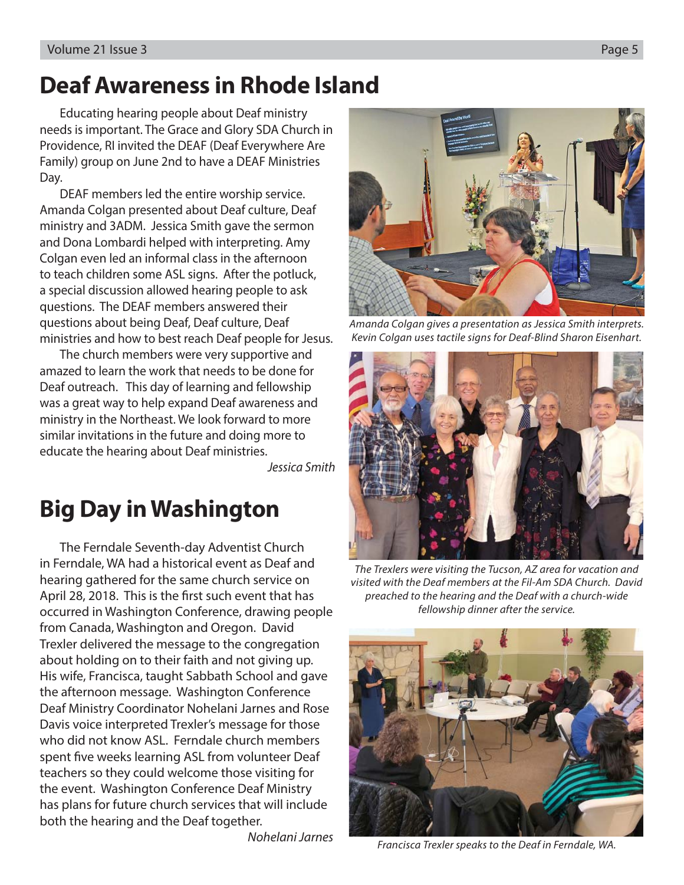# Deaf Awareness in Rhode Island

Educating hearing people about Deaf ministry needs is important. The Grace and Glory SDA Church in Providence, RI invited the DEAF (Deaf Everywhere Are Family) group on June 2nd to have a DEAF Ministries Day.

DEAF members led the entire worship service. Amanda Colgan presented about Deaf culture, Deaf ministry and 3ADM. Jessica Smith gave the sermon and Dona Lombardi helped with interpreting. Amy Colgan even led an informal class in the afternoon to teach children some ASL signs. After the potluck, a special discussion allowed hearing people to ask questions. The DEAF members answered their questions about being Deaf, Deaf culture, Deaf ministries and how to best reach Deaf people for Jesus.

The church members were very supportive and amazed to learn the work that needs to be done for Deaf outreach. This day of learning and fellowship was a great way to help expand Deaf awareness and ministry in the Northeast. We look forward to more similar invitations in the future and doing more to educate the hearing about Deaf ministries.

*Jessica Smith*

*Amanda Colgan gives a presentation as Jessica Smith interprets. Kevin Colgan uses tactile signs for Deaf-Blind Sharon Eisenhart.*

# Big Day in Washington

The Ferndale Seventh-day Adventist Church in Ferndale, WA had a historical event as Deaf and hearing gathered for the same church service on April 28, 2018. This is the first such event that has occurred in Washington Conference, drawing people from Canada, Washington and Oregon. David Trexler delivered the message to the congregation about holding on to their faith and not giving up. His wife, Francisca, taught Sabbath School and gave the afternoon message. Washington Conference Deaf Ministry Coordinator Nohelani Jarnes and Rose Davis voice interpreted Trexler's message for those who did not know ASL. Ferndale church members spent five weeks learning ASL from volunteer Deaf teachers so they could welcome those visiting for the event. Washington Conference Deaf Ministry has plans for future church services that will include both the hearing and the Deaf together.

*Nohelani Jarnes*

*The Trexlers were visiting the Tucson, AZ area for vacation and visited with the Deaf members at the Fil-Am SDA Church. David preached to the hearing and the Deaf with a church-wide fellowship dinner after the service.*

*Francisca Trexler speaks to the Deaf in Ferndale, WA.*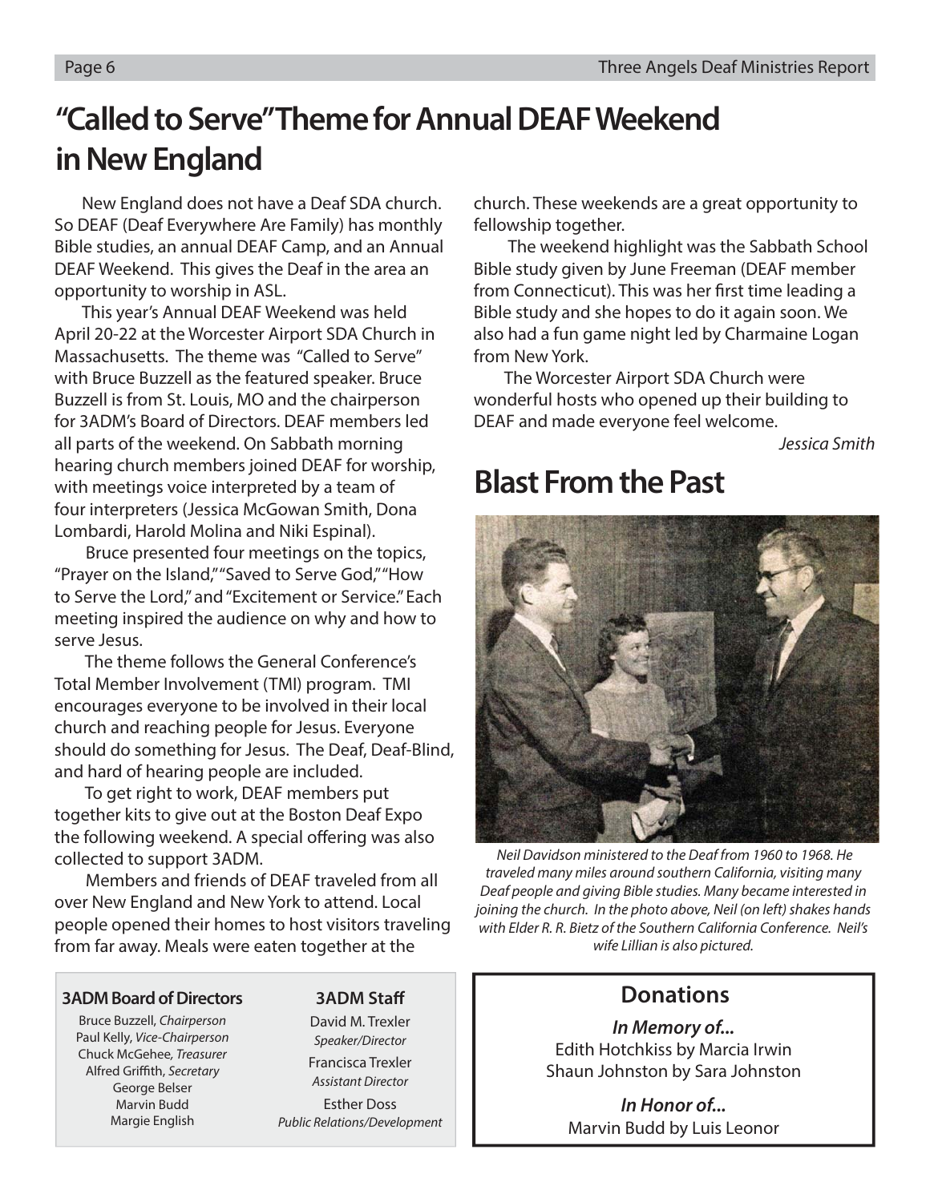# "Called to Serve" Theme for Annual DEAF Weekend in New England

New England does not have a Deaf SDA church. So DEAF (Deaf Everywhere Are Family) has monthly Bible studies, an annual DEAF Camp, and an Annual DEAF Weekend. This gives the Deaf in the area an opportunity to worship in ASL.

This year's Annual DEAF Weekend was held April 20-22 at the Worcester Airport SDA Church in Massachusetts. The theme was "Called to Serve" with Bruce Buzzell as the featured speaker. Bruce Buzzell is from St. Louis, MO and the chairperson for 3ADM's Board of Directors. DEAF members led all parts of the weekend. On Sabbath morning hearing church members joined DEAF for worship, with meetings voice interpreted by a team of four interpreters (Jessica McGowan Smith, Dona Lombardi, Harold Molina and Niki Espinal).

Bruce presented four meetings on the topics, "Prayer on the Island," "Saved to Serve God," "How to Serve the Lord," and "Excitement or Service." Each meeting inspired the audience on why and how to serve Jesus.

The theme follows the General Conference's Total Member Involvement (TMI) program. TMI encourages everyone to be involved in their local church and reaching people for Jesus. Everyone should do something for Jesus. The Deaf, Deaf-Blind, and hard of hearing people are included.

To get right to work, DEAF members put together kits to give out at the Boston Deaf Expo the following weekend. A special offering was also collected to support 3ADM.

Members and friends of DEAF traveled from all over New England and New York to attend. Local people opened their homes to host visitors traveling from far away. Meals were eaten together at the church. These weekends are a great opportunity to fellowship together.

The weekend highlight was the Sabbath School Bible study given by June Freeman (DEAF member from Connecticut). This was her first time leading a Bible study and she hopes to do it again soon. We also had a fun game night led by Charmaine Logan from New York.

The Worcester Airport SDA Church were wonderful hosts who opened up their building to DEAF and made everyone feel welcome.

*Jessica Smith*

# Blast From the Past

*Neil Davidson ministered to the Deaf from 1960 to 1968. He traveled many miles around southern California, visiting many Deaf people and giving Bible studies. Many became interested in joining the church. In the photo above, Neil (on left) shakes hands with Elder R. R. Bietz of the Southern California Conference. Neil's wife Lillian is also pictured.*

**3ADM Board of Directors**

Bruce Buzzell, *Chairperson*
Paul Kelly, *Vice-Chairperson*
Chuck McGehee, *Treasurer*
Alfred Griffith, *Secretary*
George Belser
Marvin Budd
Margie English

**3ADM Staff**

David M. Trexler
*Speaker/Director*

Francisca Trexler
*Assistant Director*

Esther Doss
*Public Relations/Development*

## Donations

***In Memory of...***

Edith Hotchkiss by Marcia Irwin
Shaun Johnston by Sara Johnston

***In Honor of...***

Marvin Budd by Luis Leonor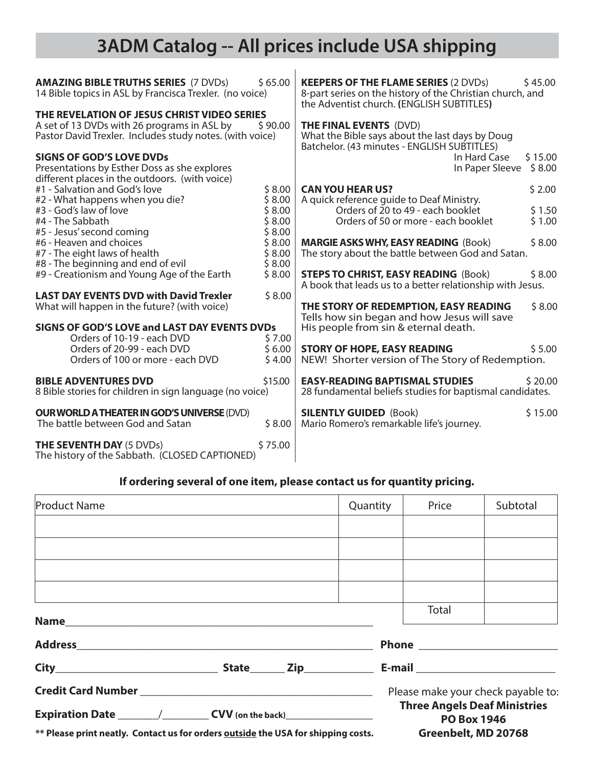# 3ADM Catalog -- All prices include USA shipping

**AMAZING BIBLE TRUTHS SERIES** (7 DVDs) $ 65.00
14 Bible topics in ASL by Francisca Trexler. (no voice)

**THE REVELATION OF JESUS CHRIST VIDEO SERIES**
A set of 13 DVDs with 26 programs in ASL by Pastor David Trexler. Includes study notes. (with voice) $ 90.00

**SIGNS OF GOD'S LOVE DVDs**
Presentations by Esther Doss as she explores different places in the outdoors. (with voice)

| | |
|---|---|
| #1 - Salvation and God's love | $ 8.00 |
| #2 - What happens when you die? | $ 8.00 |
| #3 - God's law of love | $ 8.00 |
| #4 - The Sabbath | $ 8.00 |
| #5 - Jesus' second coming | $ 8.00 |
| #6 - Heaven and choices | $ 8.00 |
| #7 - The eight laws of health | $ 8.00 |
| #8 - The beginning and end of evil | $ 8.00 |
| #9 - Creationism and Young Age of the Earth | $ 8.00 |

**LAST DAY EVENTS DVD with David Trexler** $ 8.00
What will happen in the future? (with voice)

**SIGNS OF GOD'S LOVE and LAST DAY EVENTS DVDs**

| | |
|---|---|
| Orders of 10-19 - each DVD | $ 7.00 |
| Orders of 20-99 - each DVD | $ 6.00 |
| Orders of 100 or more - each DVD | $ 4.00 |

**BIBLE ADVENTURES DVD** $15.00
8 Bible stories for children in sign language (no voice)

**OUR WORLD A THEATER IN GOD'S UNIVERSE** (DVD)
The battle between God and Satan $ 8.00

**THE SEVENTH DAY** (5 DVDs) $ 75.00
The history of the Sabbath. (CLOSED CAPTIONED)

**KEEPERS OF THE FLAME SERIES** (2 DVDs) $ 45.00
8-part series on the history of the Christian church, and the Adventist church. **(**ENGLISH SUBTITLES**)**

**THE FINAL EVENTS** (DVD)
What the Bible says about the last days by Doug Batchelor. (43 minutes - ENGLISH SUBTITLES)

| | |
|---|---|
| In Hard Case | $ 15.00 |
| In Paper Sleeve | $ 8.00 |

**CAN YOU HEAR US?** $ 2.00
A quick reference guide to Deaf Ministry.

| | |
|---|---|
| Orders of 20 to 49 - each booklet | $ 1.50 |
| Orders of 50 or more - each booklet | $ 1.00 |

**MARGIE ASKS WHY, EASY READING** (Book) $ 8.00
The story about the battle between God and Satan.

**STEPS TO CHRIST, EASY READING** (Book) $ 8.00
A book that leads us to a better relationship with Jesus.

**THE STORY OF REDEMPTION, EASY READING** $ 8.00
Tells how sin began and how Jesus will save His people from sin & eternal death.

**STORY OF HOPE, EASY READING** $ 5.00
NEW! Shorter version of The Story of Redemption.

**EASY-READING BAPTISMAL STUDIES** $ 20.00
28 fundamental beliefs studies for baptismal candidates.

**SILENTLY GUIDED** (Book) $ 15.00
Mario Romero's remarkable life's journey.

**If ordering several of one item, please contact us for quantity pricing.**

| Product Name | Quantity | Price | Subtotal |
|---|---|---|---|
| | | | |
| | | | |
| | | | |
| | | | |
| | | Total | |

**Name**\_\_\_\_\_\_\_\_\_\_\_\_\_\_\_\_\_\_\_\_\_\_\_\_\_\_\_\_\_\_\_\_\_\_\_\_\_\_\_\_

**Address**\_\_\_\_\_\_\_\_\_\_\_\_\_\_\_\_\_\_\_\_\_\_\_\_\_\_\_\_\_\_\_\_\_\_\_\_\_\_ **Phone** \_\_\_\_\_\_\_\_\_\_\_\_\_\_\_\_\_\_

**City**\_\_\_\_\_\_\_\_\_\_\_\_\_\_\_\_\_\_\_\_ **State**\_\_\_\_\_ **Zip**\_\_\_\_\_\_\_\_\_ **E-mail** \_\_\_\_\_\_\_\_\_\_\_\_\_\_\_\_\_\_

**Credit Card Number** \_\_\_\_\_\_\_\_\_\_\_\_\_\_\_\_\_\_\_\_\_\_\_\_\_\_\_\_\_\_\_\_

**Expiration Date** \_\_\_\_\_\_/\_\_\_\_\_\_\_ **CVV (on the back)**\_\_\_\_\_\_\_\_\_\_\_\_\_

**\*\* Please print neatly. Contact us for orders <u>outside</u> the USA for shipping costs.**

Please make your check payable to:
**Three Angels Deaf Ministries**
**PO Box 1946**
**Greenbelt, MD 20768**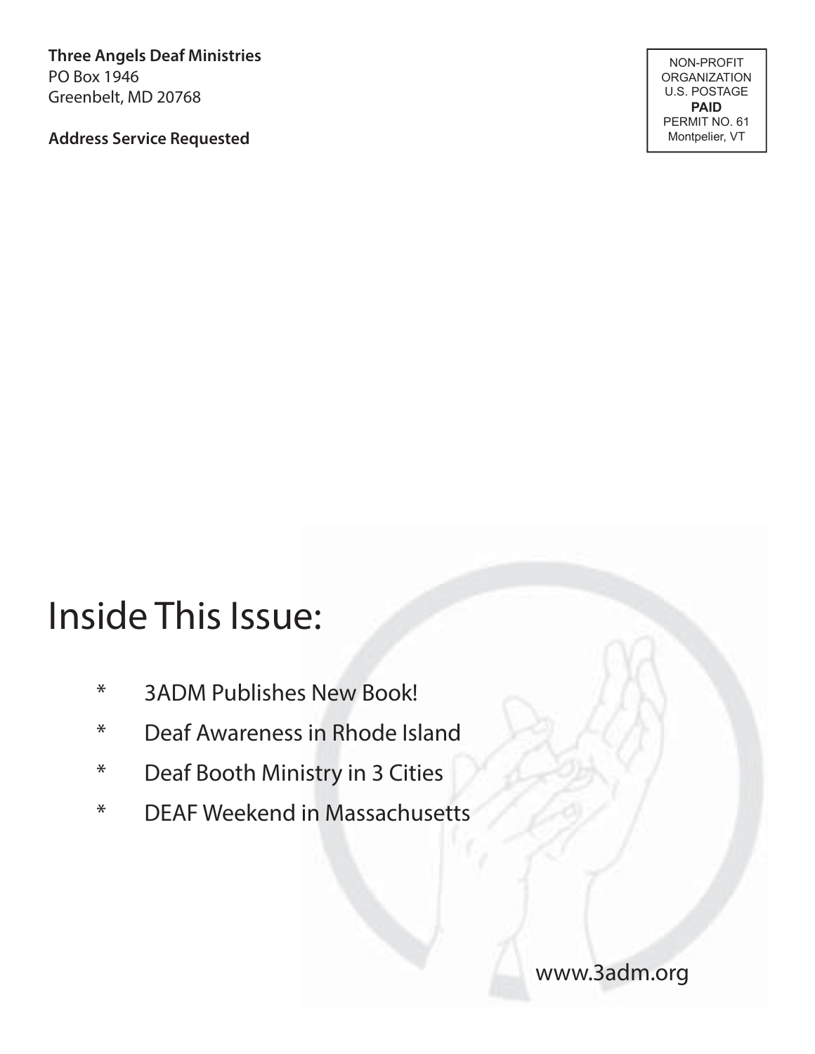**Three Angels Deaf Ministries**
PO Box 1946
Greenbelt, MD 20768

**Address Service Requested**

NON-PROFIT
ORGANIZATION
U.S. POSTAGE
**PAID**
PERMIT NO. 61
Montpelier, VT

# Inside This Issue:

- 3ADM Publishes New Book!
- Deaf Awareness in Rhode Island
- Deaf Booth Ministry in 3 Cities
- DEAF Weekend in Massachusetts

www.3adm.org